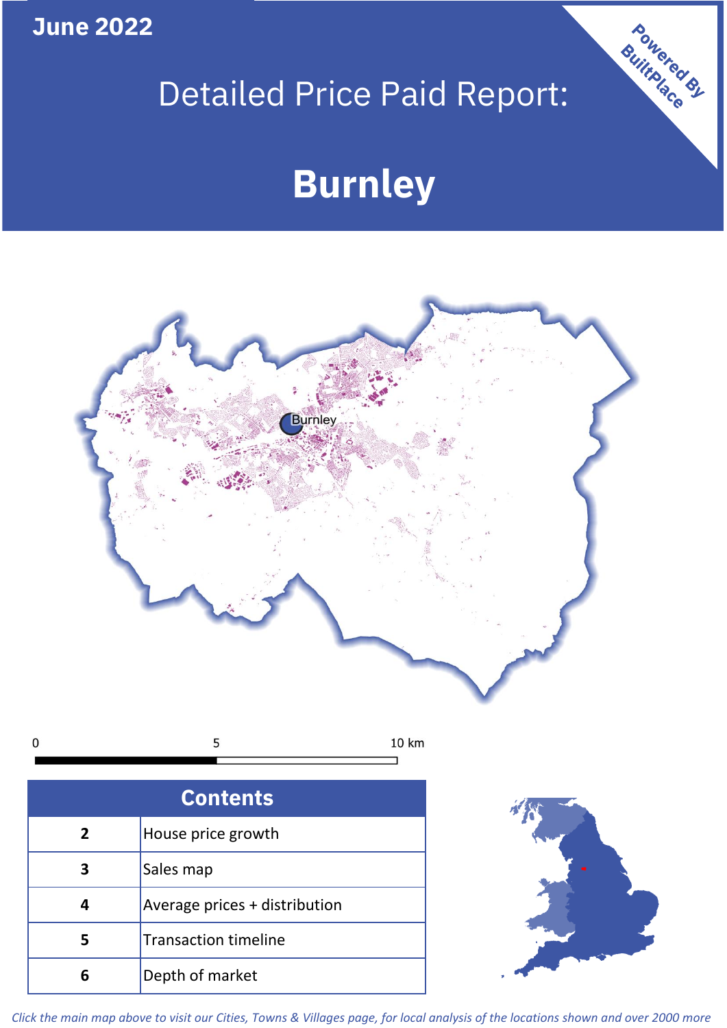**June 2022**

# Detailed Price Paid Report:

# Burnley

Powered By BuiltPlace

| Contents | |
|---|---|
| 2 | House price growth |
| 3 | Sales map |
| 4 | Average prices + distribution |
| 5 | Transaction timeline |
| 6 | Depth of market |

*Click the main map above to visit our Cities, Towns & Villages page, for local analysis of the locations shown and over 2000 more*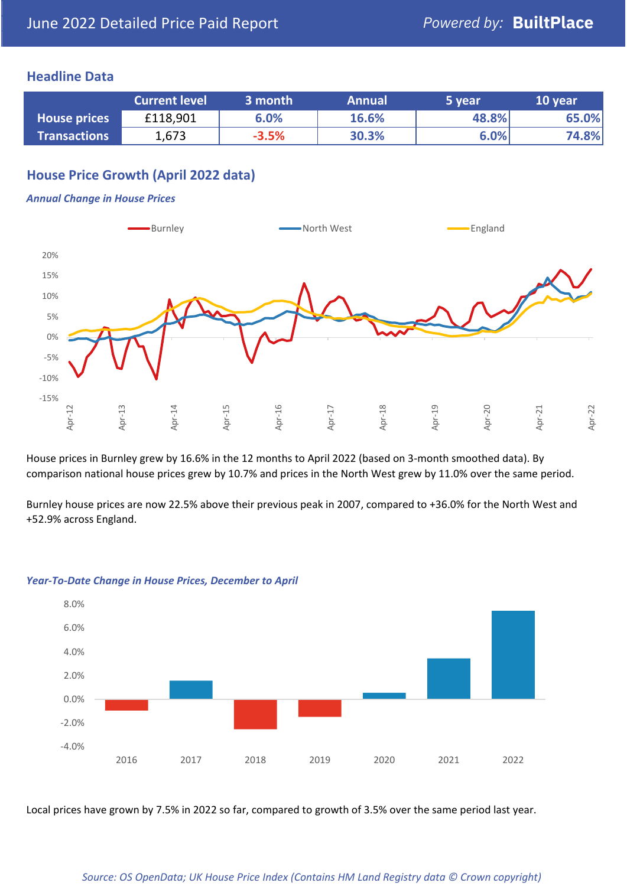June 2022 Detailed Price Paid Report

Powered by: **BuiltPlace**

## Headline Data

| | Current level | 3 month | Annual | 5 year | 10 year |
|---|---|---|---|---|---|
| House prices | £118,901 | 6.0% | 16.6% | 48.8% | 65.0% |
| Transactions | 1,673 | -3.5% | 30.3% | 6.0% | 74.8% |

## House Price Growth (April 2022 data)

*Annual Change in House Prices*

House prices in Burnley grew by 16.6% in the 12 months to April 2022 (based on 3-month smoothed data). By comparison national house prices grew by 10.7% and prices in the North West grew by 11.0% over the same period.

Burnley house prices are now 22.5% above their previous peak in 2007, compared to +36.0% for the North West and +52.9% across England.

*Year-To-Date Change in House Prices, December to April*

Local prices have grown by 7.5% in 2022 so far, compared to growth of 3.5% over the same period last year.

*Source: OS OpenData; UK House Price Index (Contains HM Land Registry data © Crown copyright)*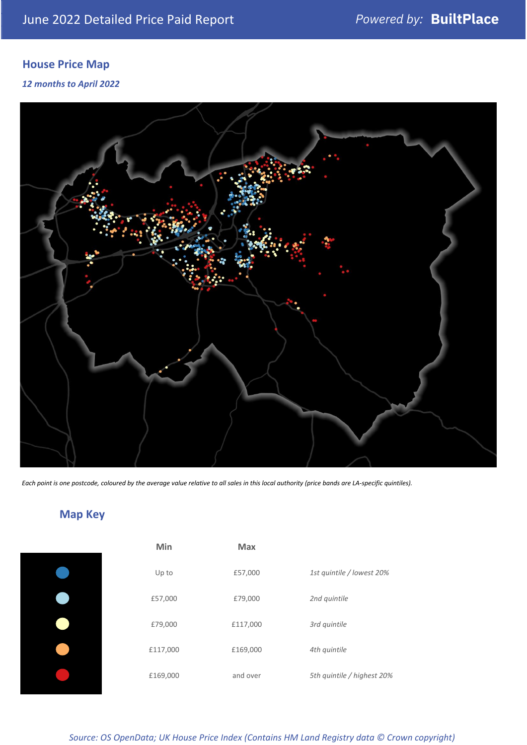# June 2022 Detailed Price Paid Report

*Powered by:* **BuiltPlace**

## House Price Map

*12 months to April 2022*

*Each point is one postcode, coloured by the average value relative to all sales in this local authority (price bands are LA-specific quintiles).*

## Map Key

| | Min | Max | |
|---|---|---|---|
| ● | Up to | £57,000 | *1st quintile / lowest 20%* |
| ● | £57,000 | £79,000 | *2nd quintile* |
| ● | £79,000 | £117,000 | *3rd quintile* |
| ● | £117,000 | £169,000 | *4th quintile* |
| ● | £169,000 | and over | *5th quintile / highest 20%* |

*Source: OS OpenData; UK House Price Index (Contains HM Land Registry data © Crown copyright)*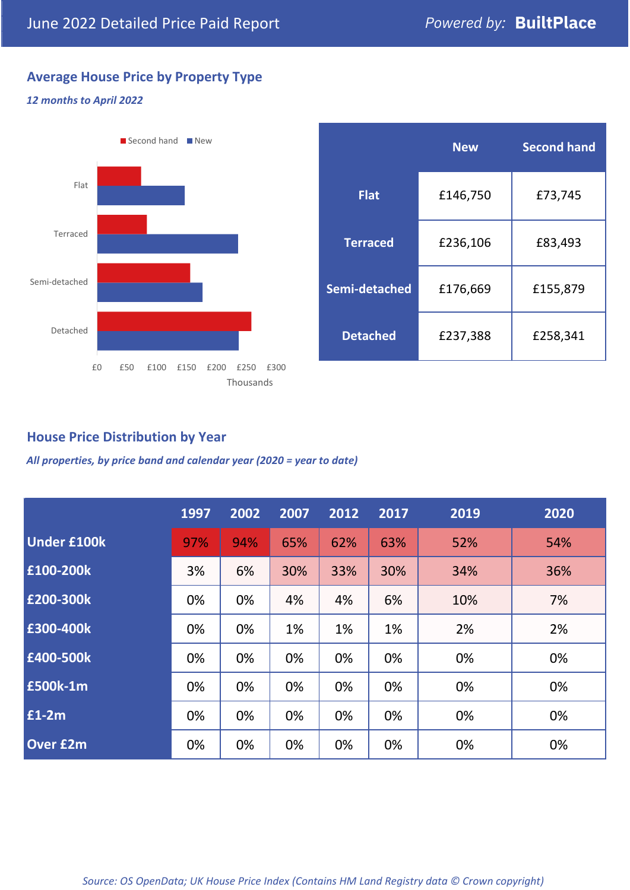June 2022 Detailed Price Paid Report

*Powered by:* **BuiltPlace**

## Average House Price by Property Type

***12 months to April 2022***

| | New | Second hand |
|---|---|---|
| **Flat** | £146,750 | £73,745 |
| **Terraced** | £236,106 | £83,493 |
| **Semi-detached** | £176,669 | £155,879 |
| **Detached** | £237,388 | £258,341 |

## House Price Distribution by Year

***All properties, by price band and calendar year (2020 = year to date)***

| | 1997 | 2002 | 2007 | 2012 | 2017 | 2019 | 2020 |
|---|---|---|---|---|---|---|---|
| **Under £100k** | 97% | 94% | 65% | 62% | 63% | 52% | 54% |
| **£100-200k** | 3% | 6% | 30% | 33% | 30% | 34% | 36% |
| **£200-300k** | 0% | 0% | 4% | 4% | 6% | 10% | 7% |
| **£300-400k** | 0% | 0% | 1% | 1% | 1% | 2% | 2% |
| **£400-500k** | 0% | 0% | 0% | 0% | 0% | 0% | 0% |
| **£500k-1m** | 0% | 0% | 0% | 0% | 0% | 0% | 0% |
| **£1-2m** | 0% | 0% | 0% | 0% | 0% | 0% | 0% |
| **Over £2m** | 0% | 0% | 0% | 0% | 0% | 0% | 0% |

*Source: OS OpenData; UK House Price Index (Contains HM Land Registry data © Crown copyright)*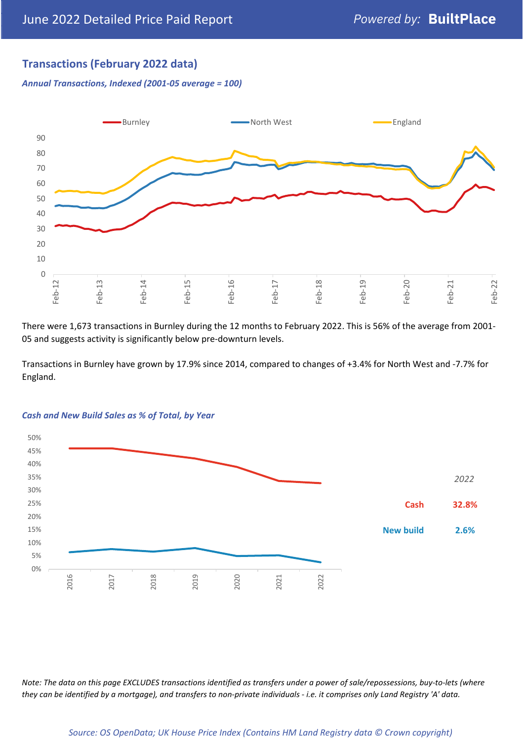## Transactions (February 2022 data)

*Annual Transactions, Indexed (2001-05 average = 100)*

There were 1,673 transactions in Burnley during the 12 months to February 2022. This is 56% of the average from 2001-05 and suggests activity is significantly below pre-downturn levels.

Transactions in Burnley have grown by 17.9% since 2014, compared to changes of +3.4% for North West and -7.7% for England.

*Cash and New Build Sales as % of Total, by Year*

| 2022 | |
|---|---|
| Cash | 32.8% |
| New build | 2.6% |

*Note: The data on this page EXCLUDES transactions identified as transfers under a power of sale/repossessions, buy-to-lets (where they can be identified by a mortgage), and transfers to non-private individuals - i.e. it comprises only Land Registry 'A' data.*

*Source: OS OpenData; UK House Price Index (Contains HM Land Registry data © Crown copyright)*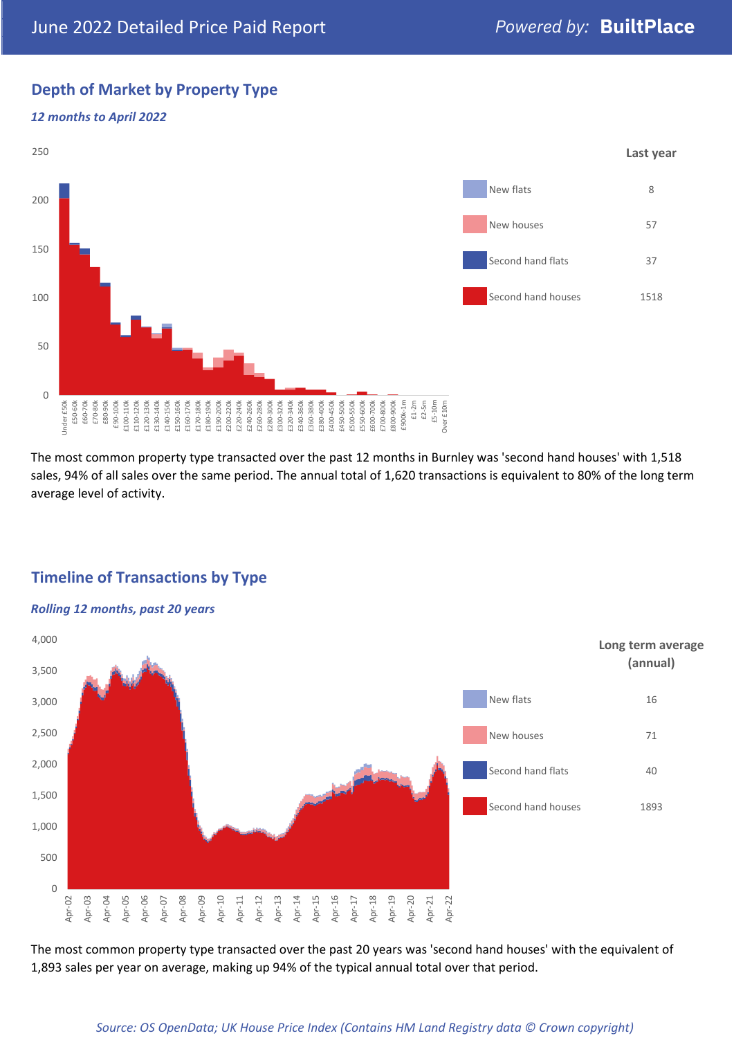June 2022 Detailed Price Paid Report

*Powered by:* **BuiltPlace**

## Depth of Market by Property Type

*12 months to April 2022*

250
200
150
100
50
0

Under £50k, £50-60k, £60-70k, £70-80k, £80-90k, £90-100k, £100-110k, £110-120k, £120-130k, £130-140k, £140-150k, £150-160k, £160-170k, £170-180k, £180-190k, £190-200k, £200-220k, £220-240k, £240-260k, £260-280k, £280-300k, £300-320k, £320-340k, £340-360k, £360-380k, £380-400k, £400-450k, £450-500k, £500-550k, £550-600k, £600-700k, £700-800k, £800-900k, £900k-1m, £1-2m, £2-5m, £5-10m, Over £10m

Last year

New flats 8
New houses 57
Second hand flats 37
Second hand houses 1518

The most common property type transacted over the past 12 months in Burnley was 'second hand houses' with 1,518 sales, 94% of all sales over the same period. The annual total of 1,620 transactions is equivalent to 80% of the long term average level of activity.

## Timeline of Transactions by Type

*Rolling 12 months, past 20 years*

4,000
3,500
3,000
2,500
2,000
1,500
1,000
500
0

Apr-02, Apr-03, Apr-04, Apr-05, Apr-06, Apr-07, Apr-08, Apr-09, Apr-10, Apr-11, Apr-12, Apr-13, Apr-14, Apr-15, Apr-16, Apr-17, Apr-18, Apr-19, Apr-20, Apr-21, Apr-22

Long term average (annual)

New flats 16
New houses 71
Second hand flats 40
Second hand houses 1893

The most common property type transacted over the past 20 years was 'second hand houses' with the equivalent of 1,893 sales per year on average, making up 94% of the typical annual total over that period.

*Source: OS OpenData; UK House Price Index (Contains HM Land Registry data © Crown copyright)*